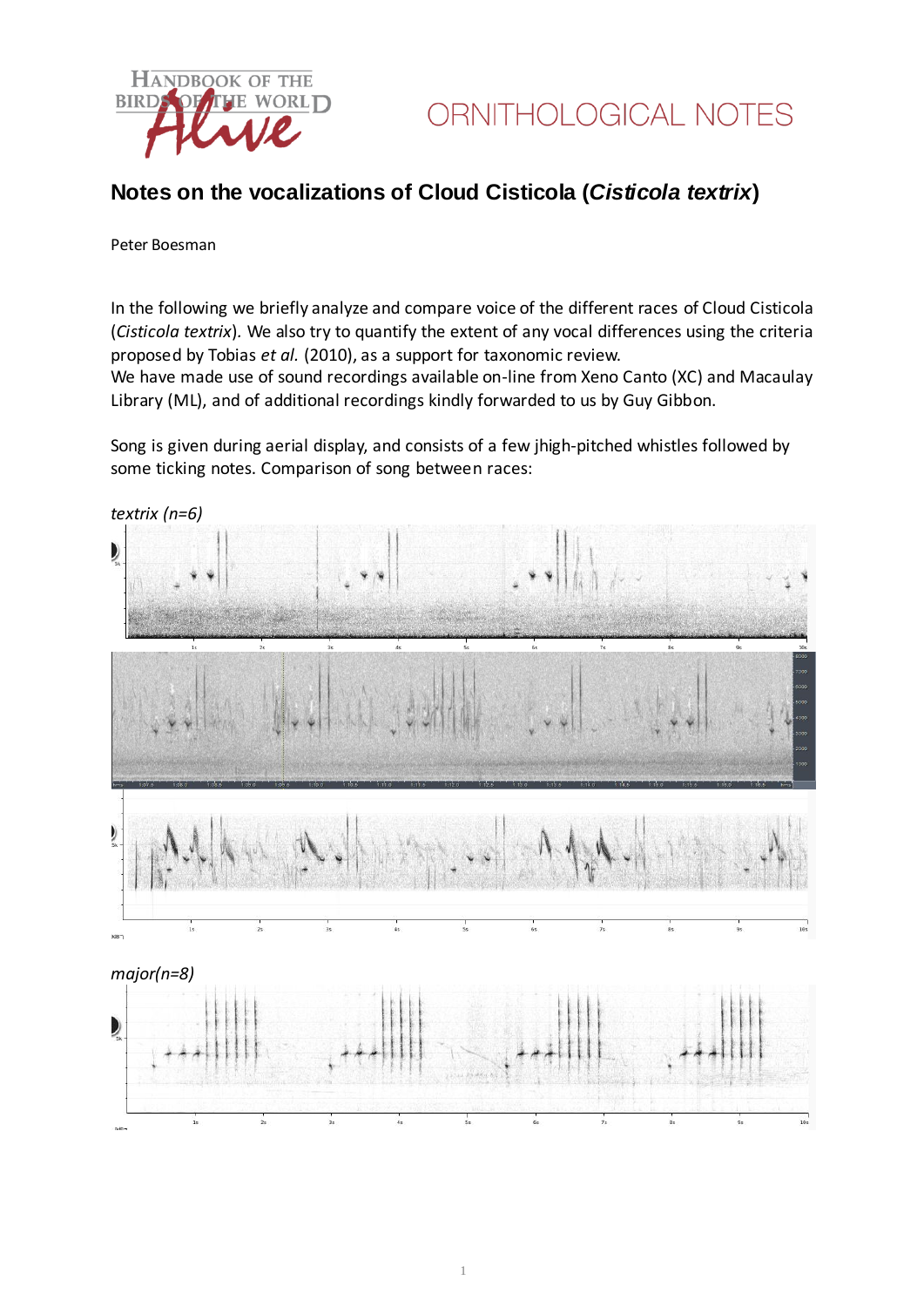HANDBOOK OF THE BIRDS OF THE WORLD *Alive*

ORNITHOLOGICAL NOTES

## Notes on the vocalizations of Cloud Cisticola (*Cisticola textrix*)

Peter Boesman

In the following we briefly analyze and compare voice of the different races of Cloud Cisticola (*Cisticola textrix*). We also try to quantify the extent of any vocal differences using the criteria proposed by Tobias *et al.* (2010), as a support for taxonomic review.
We have made use of sound recordings available on-line from Xeno Canto (XC) and Macaulay Library (ML), and of additional recordings kindly forwarded to us by Guy Gibbon.

Song is given during aerial display, and consists of a few jhigh-pitched whistles followed by some ticking notes. Comparison of song between races:

*textrix (n=6)*

*major(n=8)*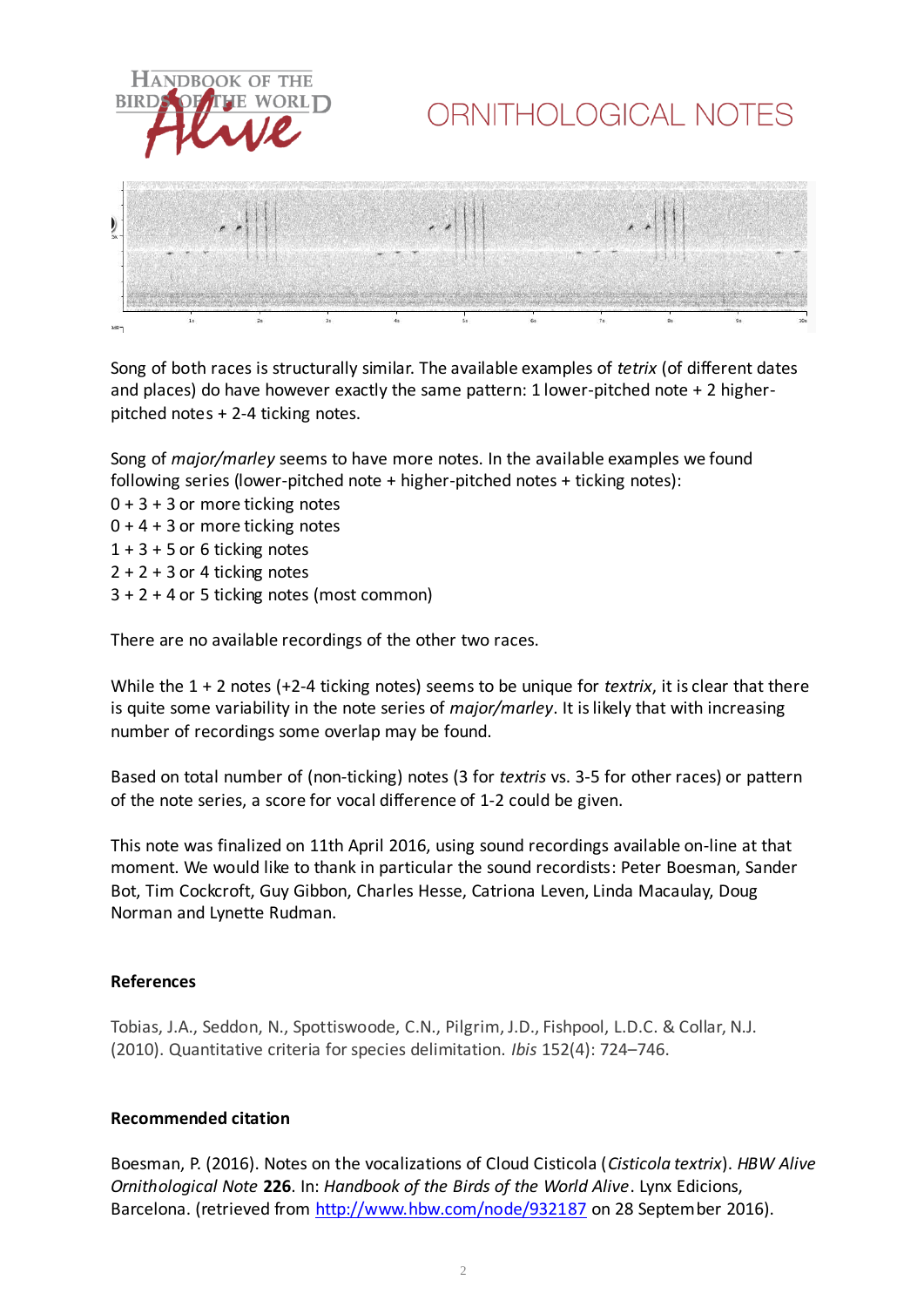Song of both races is structurally similar. The available examples of *tetrix* (of different dates and places) do have however exactly the same pattern: 1 lower-pitched note + 2 higher-pitched notes + 2-4 ticking notes.

Song of *major/marley* seems to have more notes. In the available examples we found following series (lower-pitched note + higher-pitched notes + ticking notes):
0 + 3 + 3 or more ticking notes
0 + 4 + 3 or more ticking notes
1 + 3 + 5 or 6 ticking notes
2 + 2 + 3 or 4 ticking notes
3 + 2 + 4 or 5 ticking notes (most common)

There are no available recordings of the other two races.

While the 1 + 2 notes (+2-4 ticking notes) seems to be unique for *textrix*, it is clear that there is quite some variability in the note series of *major/marley*. It is likely that with increasing number of recordings some overlap may be found.

Based on total number of (non-ticking) notes (3 for *textris* vs. 3-5 for other races) or pattern of the note series, a score for vocal difference of 1-2 could be given.

This note was finalized on 11th April 2016, using sound recordings available on-line at that moment. We would like to thank in particular the sound recordists: Peter Boesman, Sander Bot, Tim Cockcroft, Guy Gibbon, Charles Hesse, Catriona Leven, Linda Macaulay, Doug Norman and Lynette Rudman.

**References**

Tobias, J.A., Seddon, N., Spottiswoode, C.N., Pilgrim, J.D., Fishpool, L.D.C. & Collar, N.J. (2010). Quantitative criteria for species delimitation. *Ibis* 152(4): 724–746.

**Recommended citation**

Boesman, P. (2016). Notes on the vocalizations of Cloud Cisticola (*Cisticola textrix*). *HBW Alive Ornithological Note* **226**. In: *Handbook of the Birds of the World Alive*. Lynx Edicions, Barcelona. (retrieved from http://www.hbw.com/node/932187 on 28 September 2016).